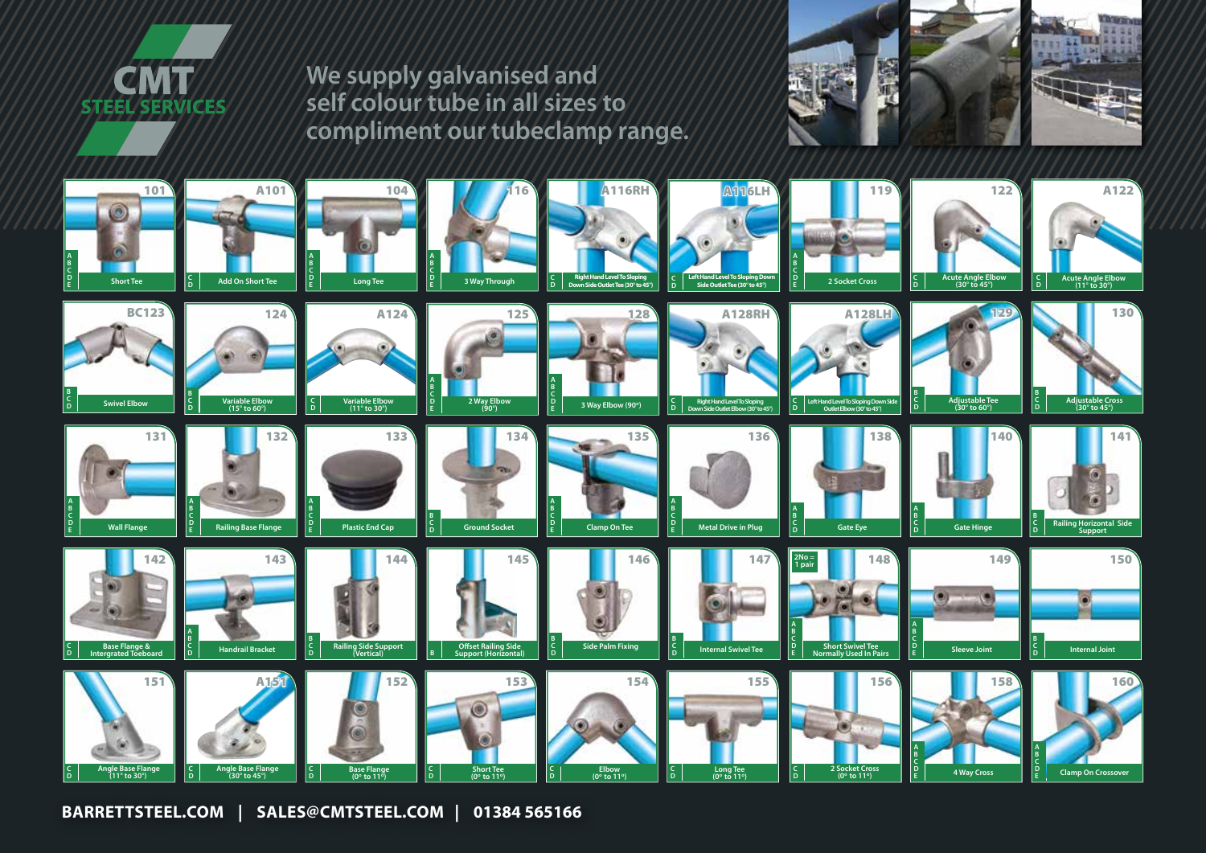# CMT STEEL SERVICES

We supply galvanised and self colour tube in all sizes to compliment our tubeclamp range.

| Code | Name | Sizes |
|---|---|---|
| 101 | Short Tee | A B C D E |
| A101 | Add On Short Tee | C D |
| 104 | Long Tee | A B C D E |
| 116 | 3 Way Through | A B C D E |
| A116RH | Right Hand Level To Sloping Down Side Outlet Tee (30° to 45°) | C D |
| A116LH | Left Hand Level To Sloping Down Side Outlet Tee (30° to 45°) | C D |
| 119 | 2 Socket Cross | A B C D E |
| 122 | Acute Angle Elbow (30° to 45°) | C D |
| A122 | Acute Angle Elbow (11° to 30°) | C D |
| BC123 | Swivel Elbow | B C D |
| 124 | Variable Elbow (15° to 60°) | B C D |
| A124 | Variable Elbow (11° to 30°) | C D |
| 125 | 2 Way Elbow (90°) | A B C D E |
| 128 | 3 Way Elbow (90°) | A B C D E |
| A128RH | Right Hand Level To Sloping Down Side Outlet Elbow (30° to 45°) | C D |
| A128LH | Left Hand Level To Sloping Down Side Outlet Elbow (30° to 45°) | C D |
| 129 | Adjustable Tee (30° to 60°) | B C D |
| 130 | Adjustable Cross (30° to 45°) | B C D |
| 131 | Wall Flange | A B C D E |
| 132 | Railing Base Flange | A B C D E |
| 133 | Plastic End Cap | A B C D E |
| 134 | Ground Socket | B C D |
| 135 | Clamp On Tee | A B C D E |
| 136 | Metal Drive in Plug | A B C D E |
| 138 | Gate Eye | A B C D |
| 140 | Gate Hinge | A B C D |
| 141 | Railing Horizontal Side Support | B C D |
| 142 | Base Flange & Intergrated Toeboard | C D |
| 143 | Handrail Bracket | A B C D |
| 144 | Railing Side Support (Vertical) | B C D |
| 145 | Offset Railing Side Support (Horizontal) | B |
| 146 | Side Palm Fixing | B C D |
| 147 | Internal Swivel Tee | B C D |
| 148 | Short Swivel Tee Normally Used In Pairs (2No = 1 pair) | A B C D E |
| 149 | Sleeve Joint | A B C D E |
| 150 | Internal Joint | B C D |
| 151 | Angle Base Flange (11° to 30°) | C D |
| A151 | Angle Base Flange (30° to 45°) | C D |
| 152 | Base Flange (0° to 11°) | C D |
| 153 | Short Tee (0° to 11°) | C D |
| 154 | Elbow (0° to 11°) | C D |
| 155 | Long Tee (0° to 11°) | C D |
| 156 | 2 Socket Cross (0° to 11°) | C D |
| 158 | 4 Way Cross | A B C D E |
| 160 | Clamp On Crossover | A B C D E |

**BARRETTSTEEL.COM | SALES@CMTSTEEL.COM | 01384 565166**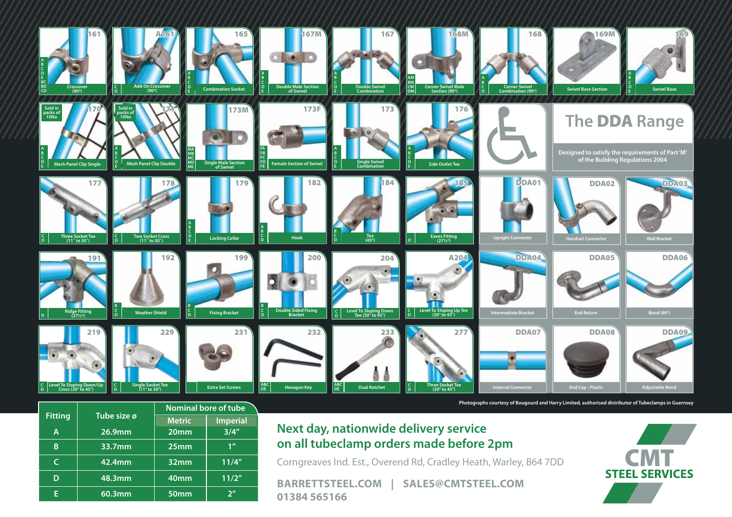161 Crossover (90°) — A B C D E BC BD CD

A161 Add On Crossover (90°) — C D

165 Combination Socket — A B C D E

167M Double Male Section of Swivel — A B C D E

167 Double Swivel Combination — A B C D E

168M Corner Swivel Male Section (90°) — AM BM CM DM

168 Corner Swivel Combination (90°) — A B C D

169M Swivel Base Section

169 Swivel Base — A B C D E

170 Mesh Panel Clip Single — Sold in packs of 10No — A B C D E

171 Mesh Panel Clip Double — Sold in packs of 10No — A B C D E

173M Single Male Section of Swivel — MA MB MC MD ME

173F Female Section of Swivel — FA FB FC FD FE

173 Single Swivel Combination — A B C D E

176 Side Outlet Tee — A B C D E

## The DDA Range

Designed to satisfy the requirements of Part 'M' of the Building Regulations 2004

177 Three Socket Tee (11° to 30°) — C D

178 Two Socket Cross (11° to 30°) — C D

179 Locking Collar — A B C D E

182 Hook — A B C D

184 Tee (45°) — B C D

185 Eaves Fitting (27½°) — D

DDA01 Upright Connector

DDA02 Handrail Connector

DDA03 Wall Bracket

191 Ridge Fitting (27½°) — D

192 Weather Shield — B C D

199 Fixing Bracket — B C D

200 Double Sided Fixing Bracket — B C D

204 Level To Sloping Down Tee (30° to 45°) — C D

A204 Level To Sloping Up Tee (30° to 45°) — C D

DDA04 Intermediate Bracket

DDA05 End Return

DDA06 Bend (90°)

219 Level To Sloping Down/Up Cross (30° to 45°) — C D

229 Single Socket Tee (11° to 30°) — C D

231 Extra Set Screws

232 Hexagon Key — ABC DE

233 Dual Ratchet — ABC DE

277 Three Socket Tee (30° to 45°) — C D

DDA07 Internal Connector

DDA08 End Cap - Plastic

DDA09 Adjustable Bend

Photographs courtesy of Bougourd and Harry Limited, authorised distributor of Tubeclamps in Guernsey

| Fitting | Tube size ø | Nominal bore of tube | |
|---|---|---|---|
| | | Metric | Imperial |
| A | 26.9mm | 20mm | 3/4" |
| B | 33.7mm | 25mm | 1" |
| C | 42.4mm | 32mm | 11/4" |
| D | 48.3mm | 40mm | 11/2" |
| E | 60.3mm | 50mm | 2" |

## Next day, nationwide delivery service on all tubeclamp orders made before 2pm

Corngreaves Ind. Est., Overend Rd, Cradley Heath, Warley, B64 7DD

**BARRETTSTEEL.COM | SALES@CMTSTEEL.COM**

**01384 565166**

CMT STEEL SERVICES